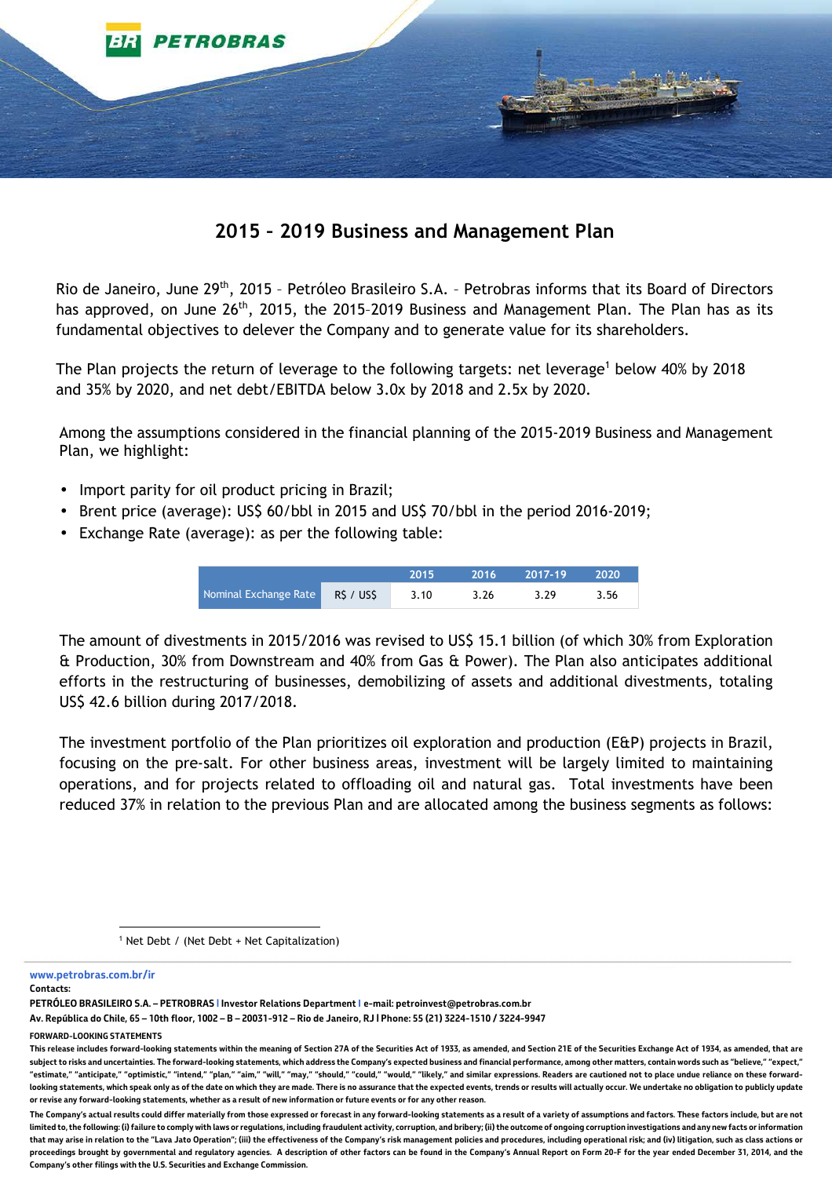# 2015 – 2019 Business and Management Plan

Rio de Janeiro, June 29th, 2015 – Petróleo Brasileiro S.A. – Petrobras informs that its Board of Directors has approved, on June 26th, 2015, the 2015–2019 Business and Management Plan. The Plan has as its fundamental objectives to delever the Company and to generate value for its shareholders.

The Plan projects the return of leverage to the following targets: net leverage[1] below 40% by 2018 and 35% by 2020, and net debt/EBITDA below 3.0x by 2018 and 2.5x by 2020.

Among the assumptions considered in the financial planning of the 2015-2019 Business and Management Plan, we highlight:

- Import parity for oil product pricing in Brazil;
- Brent price (average): US$ 60/bbl in 2015 and US$ 70/bbl in the period 2016-2019;
- Exchange Rate (average): as per the following table:

| | | 2015 | 2016 | 2017-19 | 2020 |
|---|---|---|---|---|---|
| Nominal Exchange Rate | R$ / US$ | 3.10 | 3.26 | 3.29 | 3.56 |

The amount of divestments in 2015/2016 was revised to US$ 15.1 billion (of which 30% from Exploration & Production, 30% from Downstream and 40% from Gas & Power). The Plan also anticipates additional efforts in the restructuring of businesses, demobilizing of assets and additional divestments, totaling US$ 42.6 billion during 2017/2018.

The investment portfolio of the Plan prioritizes oil exploration and production (E&P) projects in Brazil, focusing on the pre-salt. For other business areas, investment will be largely limited to maintaining operations, and for projects related to offloading oil and natural gas. Total investments have been reduced 37% in relation to the previous Plan and are allocated among the business segments as follows:

[1] Net Debt / (Net Debt + Net Capitalization)

www.petrobras.com.br/ir

**Contacts:**

**PETRÓLEO BRASILEIRO S.A. – PETROBRAS | Investor Relations Department | e-mail: petroinvest@petrobras.com.br**

**Av. República do Chile, 65 – 10th floor, 1002 – B – 20031-912 – Rio de Janeiro, RJ | Phone: 55 (21) 3224-1510 / 3224-9947**

**FORWARD-LOOKING STATEMENTS**

This release includes forward-looking statements within the meaning of Section 27A of the Securities Act of 1933, as amended, and Section 21E of the Securities Exchange Act of 1934, as amended, that are subject to risks and uncertainties. The forward-looking statements, which address the Company's expected business and financial performance, among other matters, contain words such as "believe," "expect," "estimate," "anticipate," "optimistic," "intend," "plan," "aim," "will," "may," "should," "could," "would," "likely," and similar expressions. Readers are cautioned not to place undue reliance on these forward-looking statements, which speak only as of the date on which they are made. There is no assurance that the expected events, trends or results will actually occur. We undertake no obligation to publicly update or revise any forward-looking statements, whether as a result of new information or future events or for any other reason.

The Company's actual results could differ materially from those expressed or forecast in any forward-looking statements as a result of a variety of assumptions and factors. These factors include, but are not limited to, the following: (i) failure to comply with laws or regulations, including fraudulent activity, corruption, and bribery; (ii) the outcome of ongoing corruption investigations and any new facts or information that may arise in relation to the "Lava Jato Operation"; (iii) the effectiveness of the Company's risk management policies and procedures, including operational risk; and (iv) litigation, such as class actions or proceedings brought by governmental and regulatory agencies. A description of other factors can be found in the Company's Annual Report on Form 20-F for the year ended December 31, 2014, and the Company's other filings with the U.S. Securities and Exchange Commission.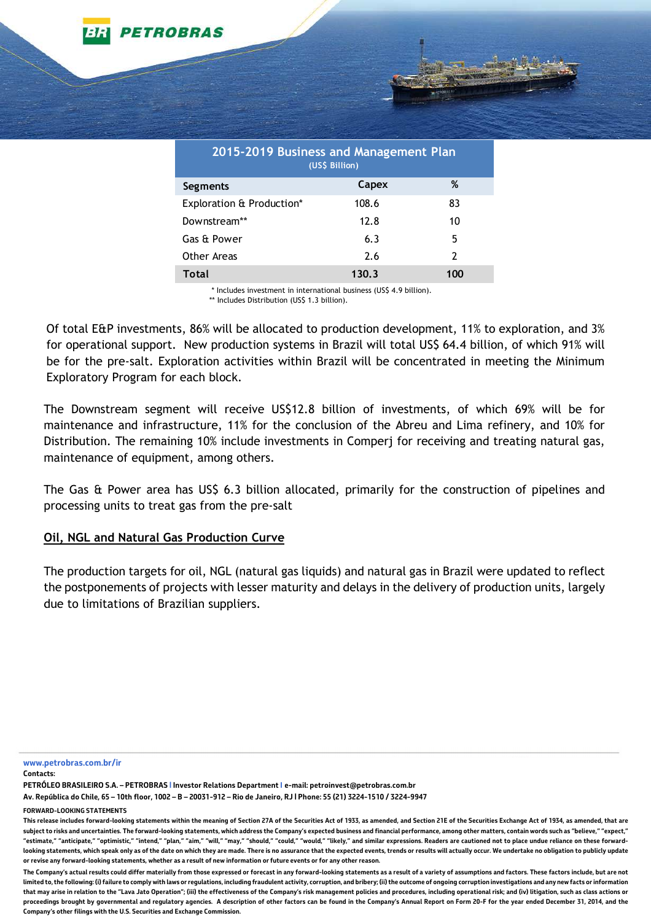| 2015-2019 Business and Management Plan (US$ Billion) | | |
|---|---|---|
| **Segments** | **Capex** | **%** |
| Exploration & Production* | 108.6 | 83 |
| Downstream** | 12.8 | 10 |
| Gas & Power | 6.3 | 5 |
| Other Areas | 2.6 | 2 |
| **Total** | **130.3** | **100** |

\* Includes investment in international business (US$ 4.9 billion).
** Includes Distribution (US$ 1.3 billion).

Of total E&P investments, 86% will be allocated to production development, 11% to exploration, and 3% for operational support. New production systems in Brazil will total US$ 64.4 billion, of which 91% will be for the pre-salt. Exploration activities within Brazil will be concentrated in meeting the Minimum Exploratory Program for each block.

The Downstream segment will receive US$12.8 billion of investments, of which 69% will be for maintenance and infrastructure, 11% for the conclusion of the Abreu and Lima refinery, and 10% for Distribution. The remaining 10% include investments in Comperj for receiving and treating natural gas, maintenance of equipment, among others.

The Gas & Power area has US$ 6.3 billion allocated, primarily for the construction of pipelines and processing units to treat gas from the pre-salt

## Oil, NGL and Natural Gas Production Curve

The production targets for oil, NGL (natural gas liquids) and natural gas in Brazil were updated to reflect the postponements of projects with lesser maturity and delays in the delivery of production units, largely due to limitations of Brazilian suppliers.

www.petrobras.com.br/ir

**Contacts:**

**PETRÓLEO BRASILEIRO S.A. – PETROBRAS | Investor Relations Department | e-mail: petroinvest@petrobras.com.br**

**Av. República do Chile, 65 – 10th floor, 1002 – B – 20031-912 – Rio de Janeiro, RJ | Phone: 55 (21) 3224-1510 / 3224-9947**

**FORWARD-LOOKING STATEMENTS**

This release includes forward-looking statements within the meaning of Section 27A of the Securities Act of 1933, as amended, and Section 21E of the Securities Exchange Act of 1934, as amended, that are subject to risks and uncertainties. The forward-looking statements, which address the Company's expected business and financial performance, among other matters, contain words such as "believe," "expect," "estimate," "anticipate," "optimistic," "intend," "plan," "aim," "will," "may," "should," "could," "would," "likely," and similar expressions. Readers are cautioned not to place undue reliance on these forward-looking statements, which speak only as of the date on which they are made. There is no assurance that the expected events, trends or results will actually occur. We undertake no obligation to publicly update or revise any forward-looking statements, whether as a result of new information or future events or for any other reason.

The Company's actual results could differ materially from those expressed or forecast in any forward-looking statements as a result of a variety of assumptions and factors. These factors include, but are not limited to, the following: (i) failure to comply with laws or regulations, including fraudulent activity, corruption, and bribery; (ii) the outcome of ongoing corruption investigations and any new facts or information that may arise in relation to the "Lava Jato Operation"; (iii) the effectiveness of the Company's risk management policies and procedures, including operational risk; and (iv) litigation, such as class actions or proceedings brought by governmental and regulatory agencies. A description of other factors can be found in the Company's Annual Report on Form 20-F for the year ended December 31, 2014, and the Company's other filings with the U.S. Securities and Exchange Commission.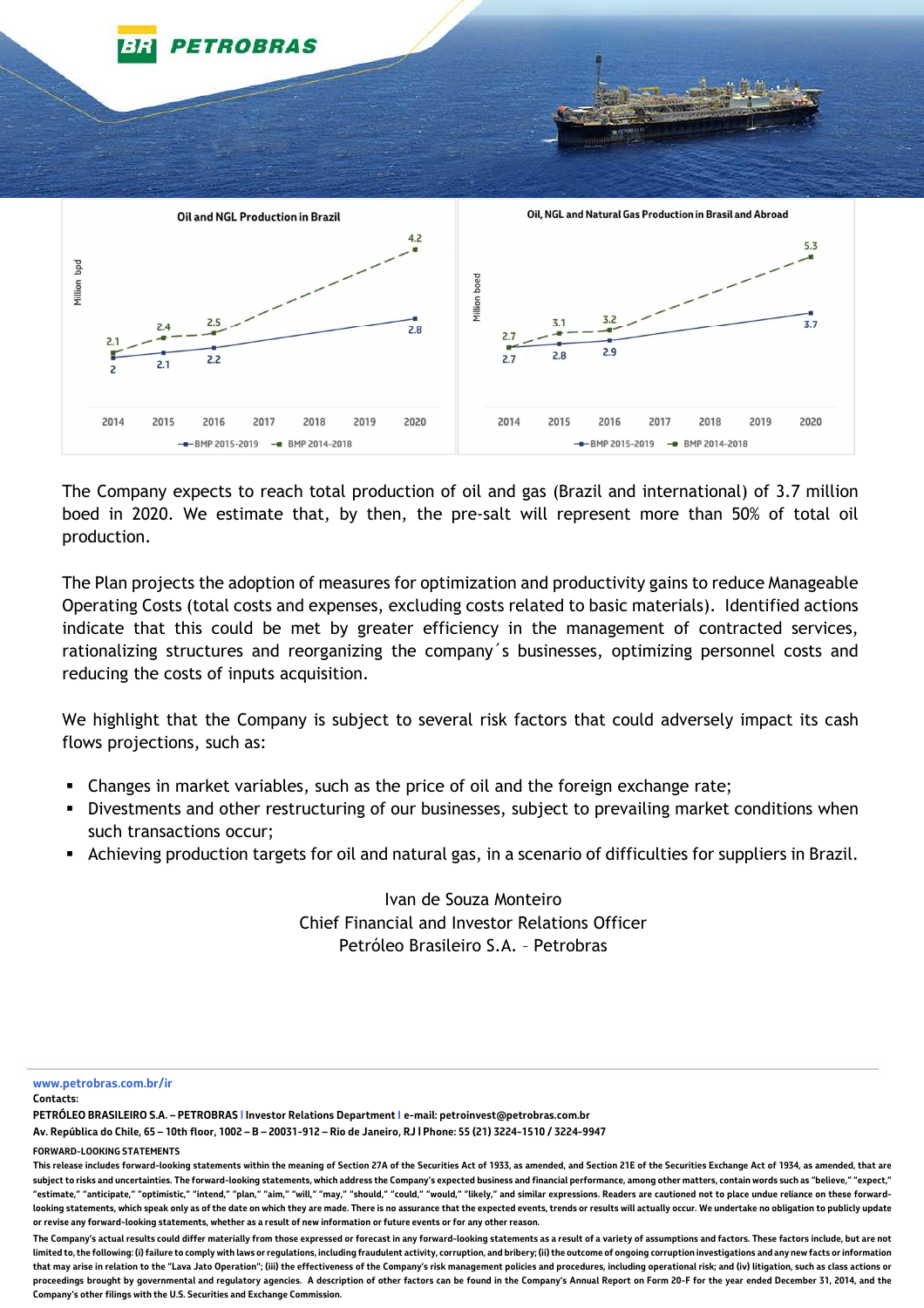Oil and NGL Production in Brazil

Million bpd

4.2
2.8
2.1 2.4 2.5
2 2.1 2.2

2014 2015 2016 2017 2018 2019 2020

BMP 2015-2019 BMP 2014-2018

Oil, NGL and Natural Gas Production in Brasil and Abroad

Million boed

5.3
3.7
2.7 3.1 3.2
2.7 2.8 2.9

2014 2015 2016 2017 2018 2019 2020

BMP 2015-2019 BMP 2014-2018

The Company expects to reach total production of oil and gas (Brazil and international) of 3.7 million boed in 2020. We estimate that, by then, the pre-salt will represent more than 50% of total oil production.

The Plan projects the adoption of measures for optimization and productivity gains to reduce Manageable Operating Costs (total costs and expenses, excluding costs related to basic materials). Identified actions indicate that this could be met by greater efficiency in the management of contracted services, rationalizing structures and reorganizing the company´s businesses, optimizing personnel costs and reducing the costs of inputs acquisition.

We highlight that the Company is subject to several risk factors that could adversely impact its cash flows projections, such as:

- Changes in market variables, such as the price of oil and the foreign exchange rate;
- Divestments and other restructuring of our businesses, subject to prevailing market conditions when such transactions occur;
- Achieving production targets for oil and natural gas, in a scenario of difficulties for suppliers in Brazil.

Ivan de Souza Monteiro
Chief Financial and Investor Relations Officer
Petróleo Brasileiro S.A. – Petrobras

www.petrobras.com.br/ir

**Contacts:**

**PETRÓLEO BRASILEIRO S.A. – PETROBRAS | Investor Relations Department | e-mail: petroinvest@petrobras.com.br**

**Av. República do Chile, 65 – 10th floor, 1002 – B – 20031-912 – Rio de Janeiro, RJ | Phone: 55 (21) 3224-1510 / 3224-9947**

**FORWARD-LOOKING STATEMENTS**

**This release includes forward-looking statements within the meaning of Section 27A of the Securities Act of 1933, as amended, and Section 21E of the Securities Exchange Act of 1934, as amended, that are subject to risks and uncertainties. The forward-looking statements, which address the Company's expected business and financial performance, among other matters, contain words such as "believe," "expect," "estimate," "anticipate," "optimistic," "intend," "plan," "aim," "will," "may," "should," "could," "would," "likely," and similar expressions. Readers are cautioned not to place undue reliance on these forward-looking statements, which speak only as of the date on which they are made. There is no assurance that the expected events, trends or results will actually occur. We undertake no obligation to publicly update or revise any forward-looking statements, whether as a result of new information or future events or for any other reason.**

**The Company's actual results could differ materially from those expressed or forecast in any forward-looking statements as a result of a variety of assumptions and factors. These factors include, but are not limited to, the following: (i) failure to comply with laws or regulations, including fraudulent activity, corruption, and bribery; (ii) the outcome of ongoing corruption investigations and any new facts or information that may arise in relation to the "Lava Jato Operation"; (iii) the effectiveness of the Company's risk management policies and procedures, including operational risk; and (iv) litigation, such as class actions or proceedings brought by governmental and regulatory agencies. A description of other factors can be found in the Company's Annual Report on Form 20-F for the year ended December 31, 2014, and the Company's other filings with the U.S. Securities and Exchange Commission.**